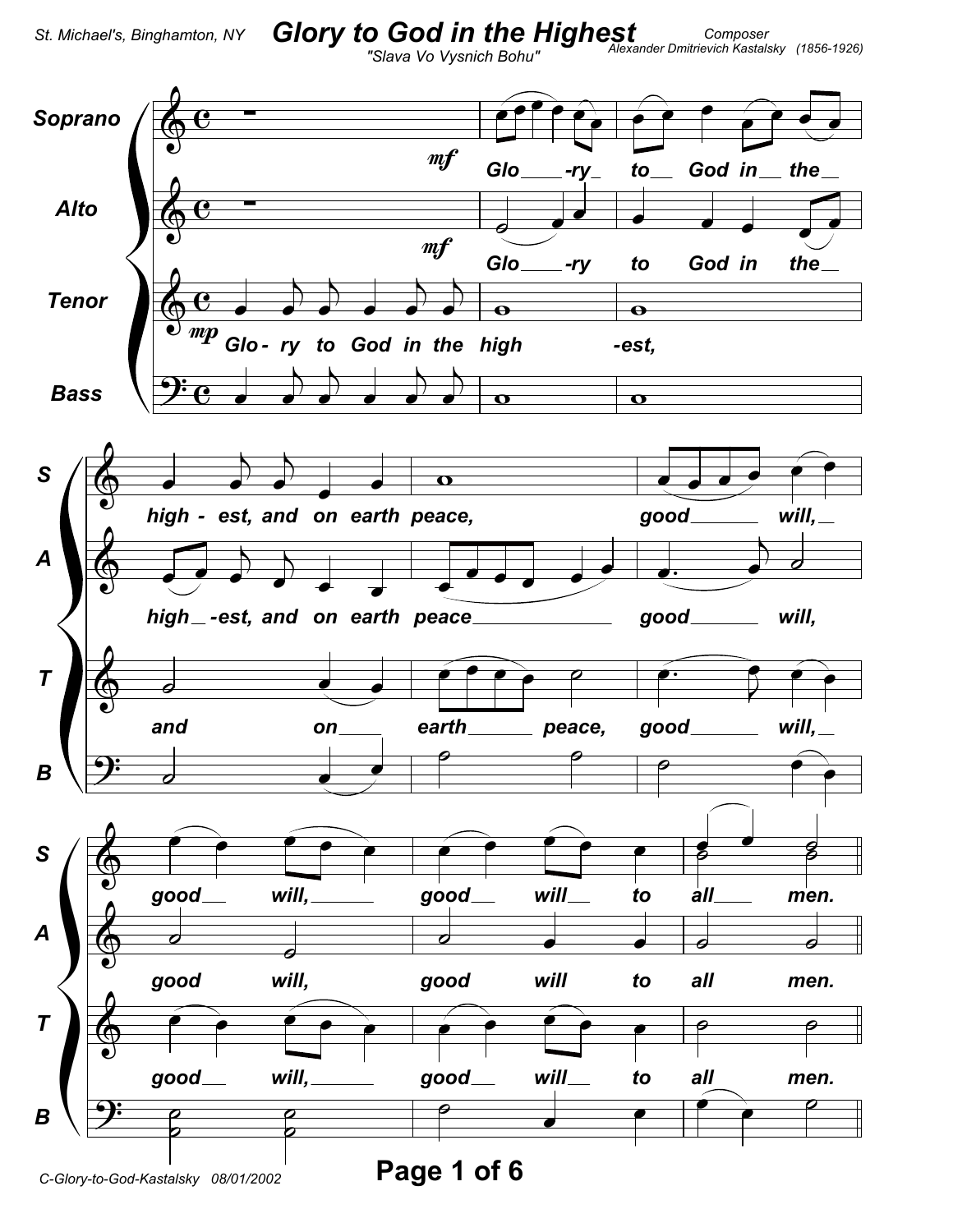St. Michael's, Binghamton, NY

# Glory to God in the Highest

"Slava Vo Vysnich Bohu"

Composer
Alexander Dmitrievich Kastalsky (1856-1926)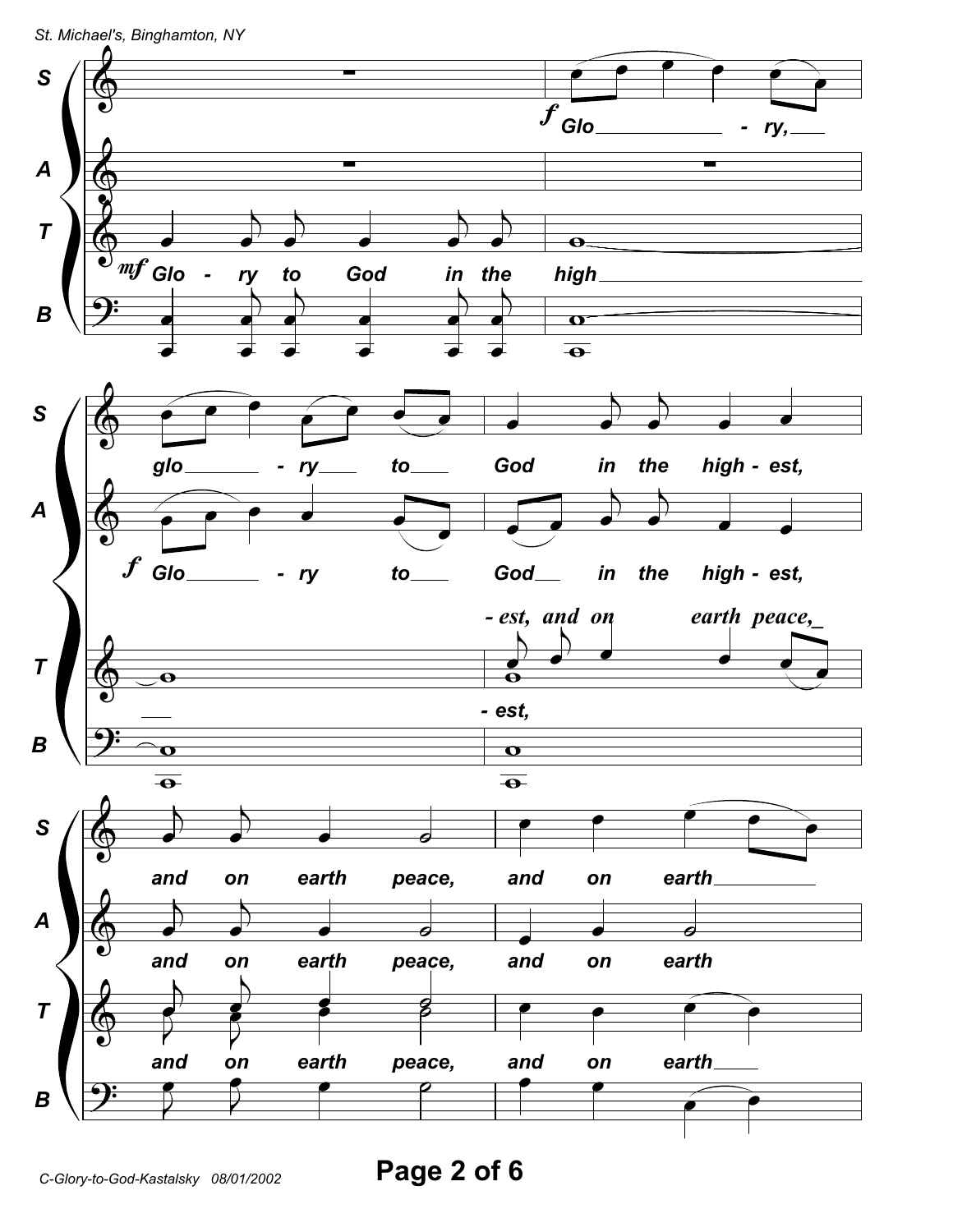**S** *f* Glo - ry, glo - ry to God in the high - est, and on earth peace, and on earth

**A** *f* Glo - ry to God in the high - est, and on earth peace, and on earth

**T** *mf* Glo - ry to God in the high - est, and on earth peace, and on earth peace, and on earth

**B**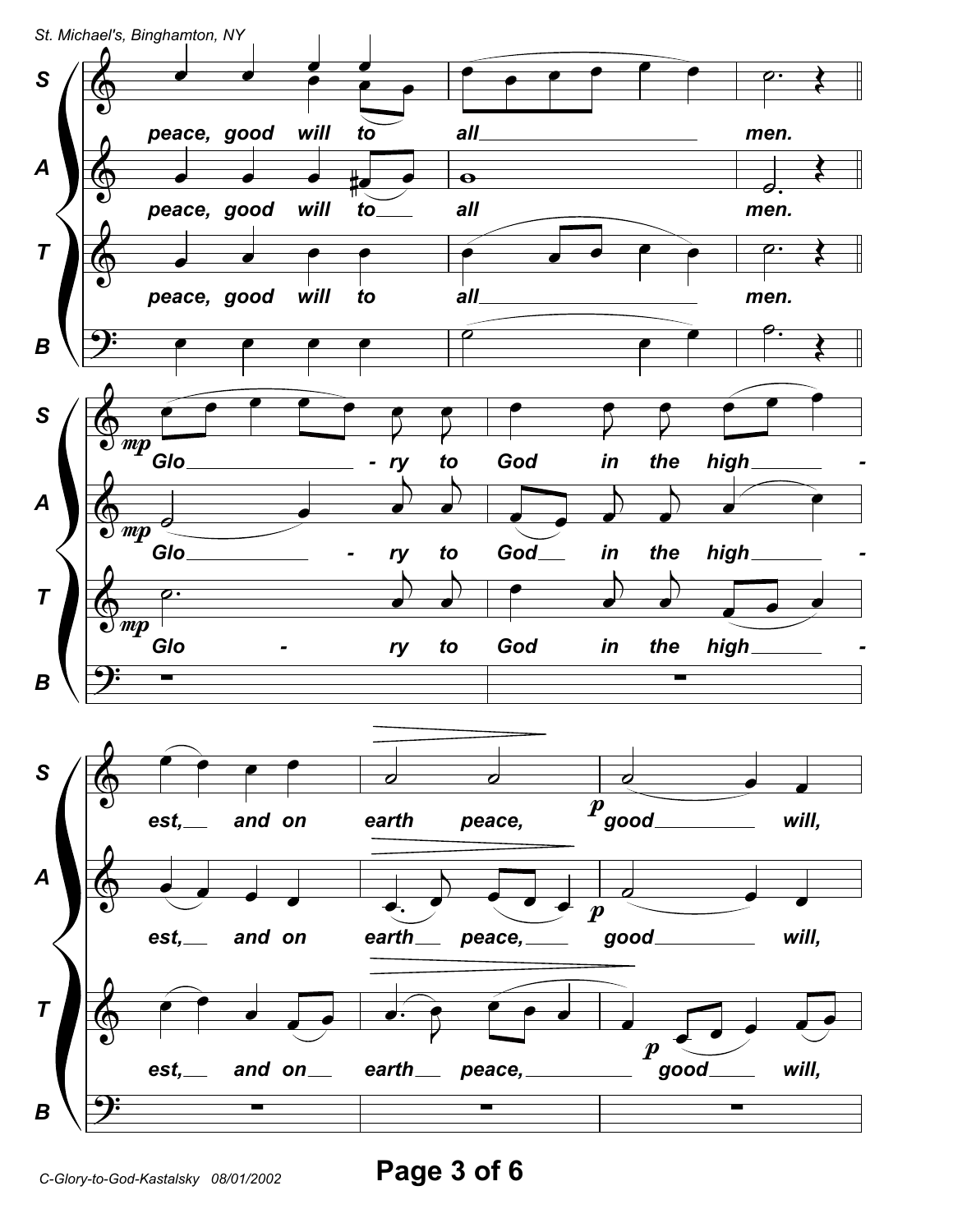St. Michael's, Binghamton, NY

**S** peace, good will to all ________ men.

**A** peace, good will to___ all men.

**T** peace, good will to all ________ men.

**B**

*mp*

**S** Glo________ - ry to God in the high___ - est,__ and on earth peace, *p* good____ will,

**A** Glo______ - ry to God__ in the high___ - est,__ and on earth__ peace,___ *p* good____ will,

**T** Glo - ry to God in the high___ - est,__ and on__ earth__ peace,_____ *p* good___ will,

**B**

C-Glory-to-God-Kastalsky 08/01/2002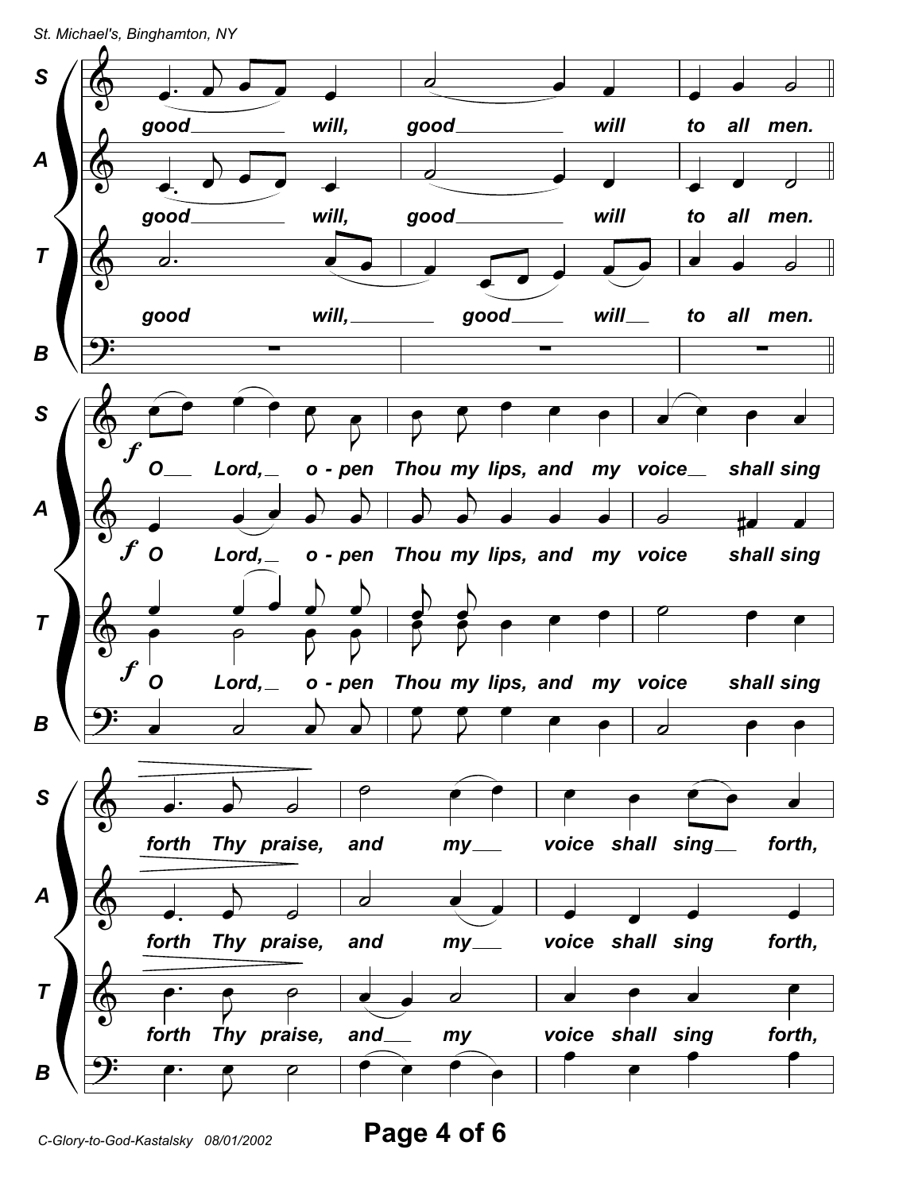good will, good will to all men.

O Lord, open Thou my lips, and my voice shall sing

forth Thy praise, and my voice shall sing forth,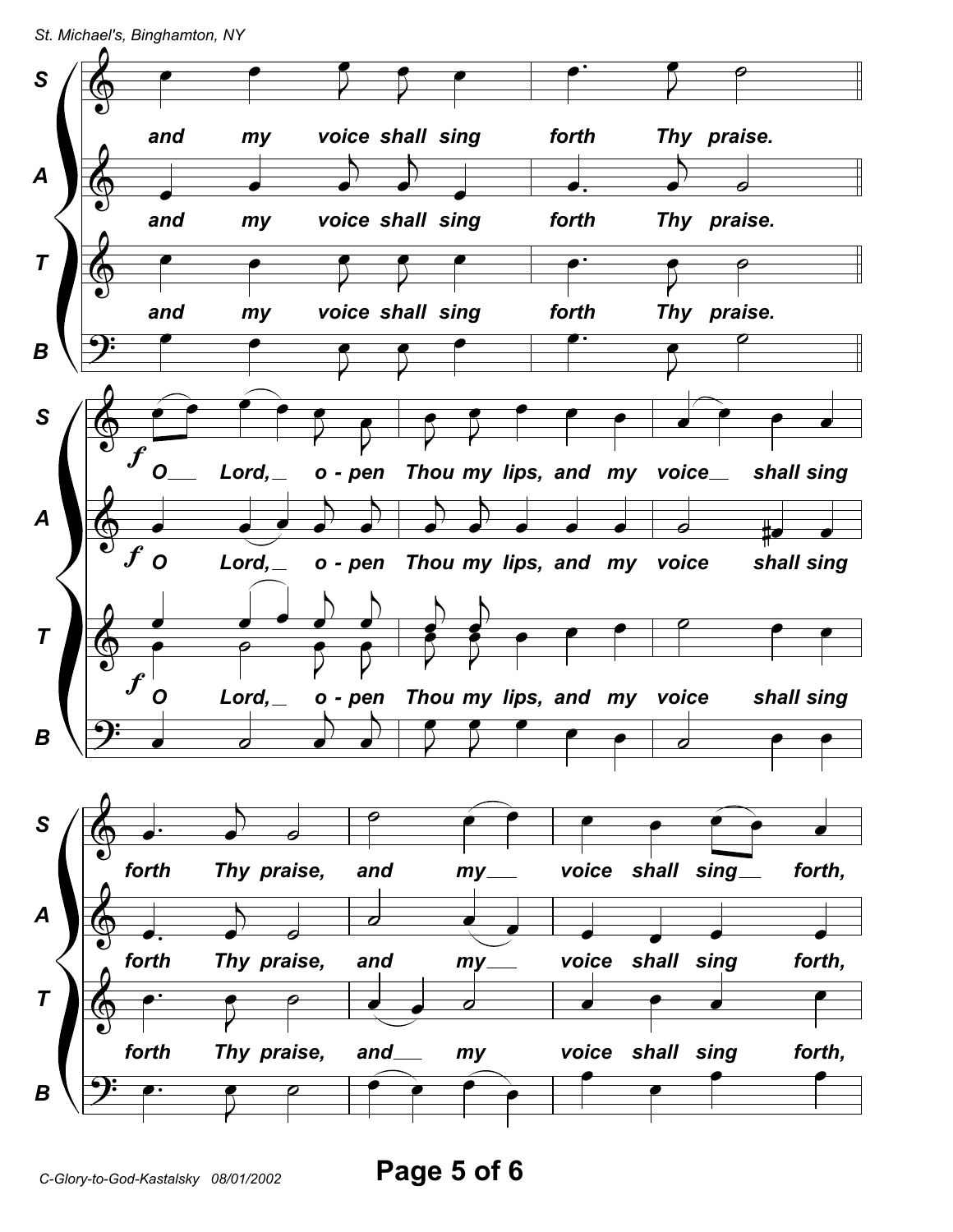S: and my voice shall sing forth Thy praise.

A: and my voice shall sing forth Thy praise.

T: and my voice shall sing forth Thy praise.

B

*f*

S: O___ Lord,__ o - pen Thou my lips, and my voice__ shall sing

A: O Lord,__ o - pen Thou my lips, and my voice shall sing

T: O Lord,__ o - pen Thou my lips, and my voice shall sing

B

S: forth Thy praise, and my___ voice shall sing__ forth,

A: forth Thy praise, and my___ voice shall sing forth,

T: forth Thy praise, and___ my voice shall sing forth,

B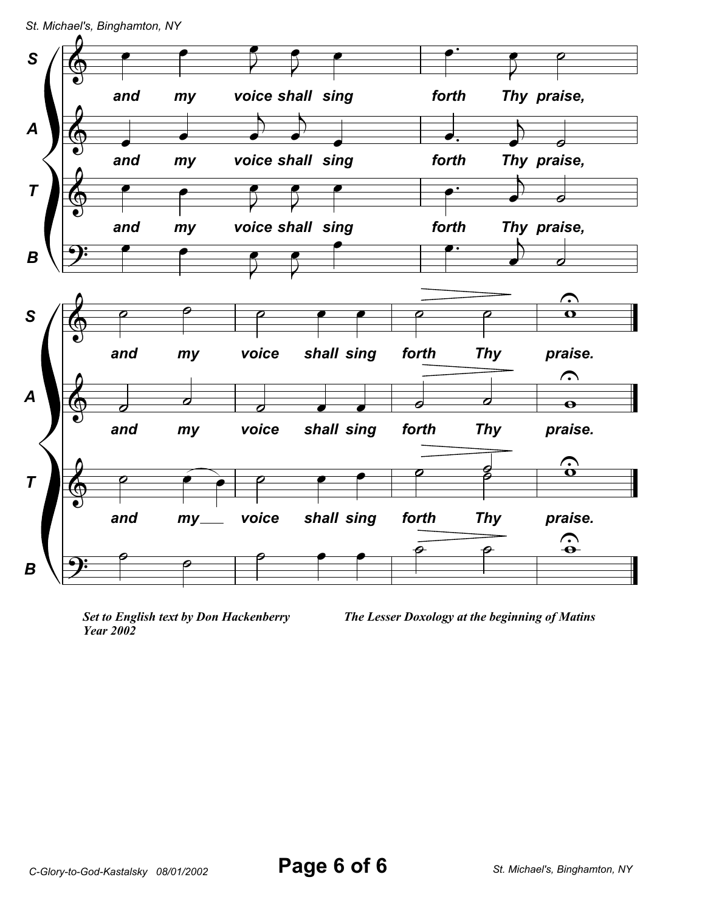*and my voice shall sing forth Thy praise,*

*and my voice shall sing forth Thy praise.*

***Set to English text by Don Hackenberry***
***Year 2002***

***The Lesser Doxology at the beginning of Matins***